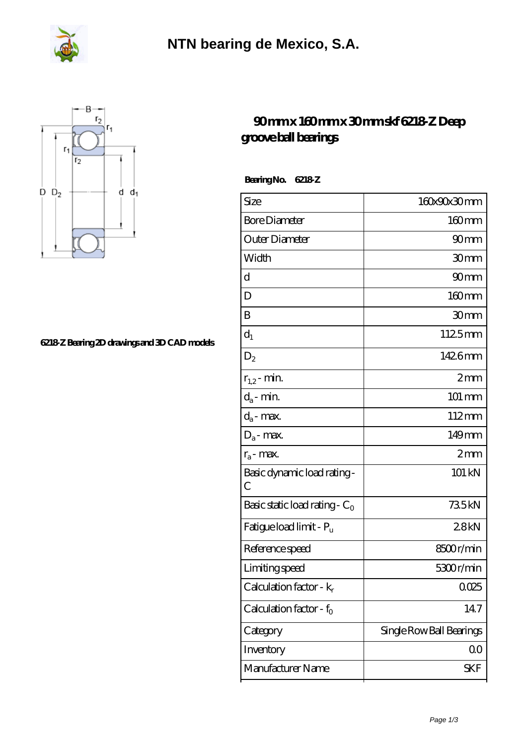# NTN bearing de Mexico, S.A.

6218-Z Bearing 2D drawings and 3D CAD models

## 90 mm x 160 mm x 30 mm skf 6218-Z Deep groove ball bearings

**Bearing No. 6218-Z**

| Size | 160x90x30 mm |
|---|---|
| Bore Diameter | 160 mm |
| Outer Diameter | 90 mm |
| Width | 30 mm |
| d | 90 mm |
| D | 160 mm |
| B | 30 mm |
| $d_1$ | 112.5 mm |
| $D_2$ | 142.6 mm |
| $r_{1,2}$ - min. | 2 mm |
| $d_a$ - min. | 101 mm |
| $d_a$ - max. | 112 mm |
| $D_a$ - max. | 149 mm |
| $r_a$ - max. | 2 mm |
| Basic dynamic load rating - C | 101 kN |
| Basic static load rating - $C_0$ | 73.5 kN |
| Fatigue load limit - $P_u$ | 2.8 kN |
| Reference speed | 8500 r/min |
| Limiting speed | 5300 r/min |
| Calculation factor - $k_r$ | 0.025 |
| Calculation factor - $f_0$ | 14.7 |
| Category | Single Row Ball Bearings |
| Inventory | 0.0 |
| Manufacturer Name | SKF |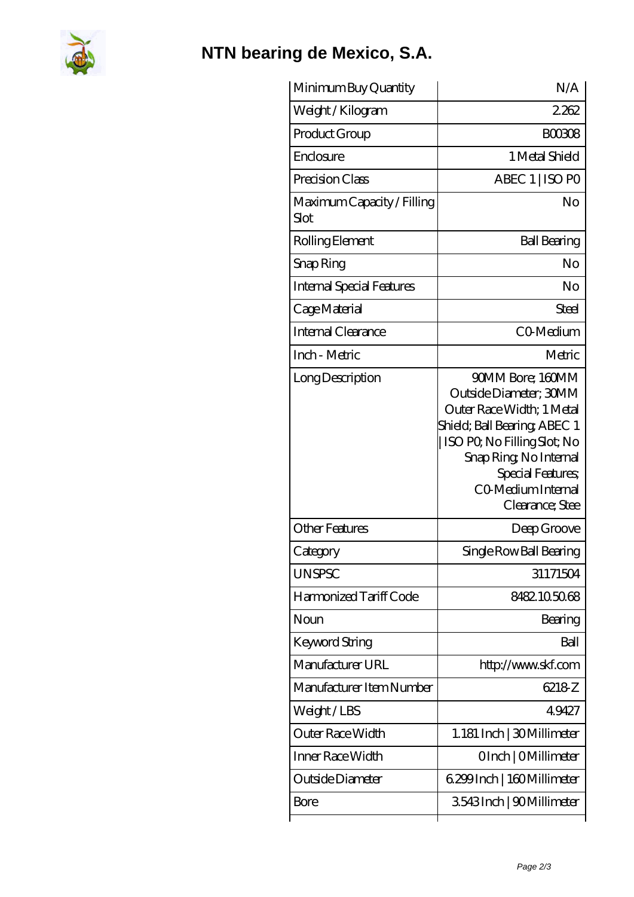# NTN bearing de Mexico, S.A.

| Minimum Buy Quantity | N/A |
|---|---|
| Weight / Kilogram | 2.262 |
| Product Group | B00308 |
| Enclosure | 1 Metal Shield |
| Precision Class | ABEC 1 \| ISO P0 |
| Maximum Capacity / Filling Slot | No |
| Rolling Element | Ball Bearing |
| Snap Ring | No |
| Internal Special Features | No |
| Cage Material | Steel |
| Internal Clearance | C0-Medium |
| Inch - Metric | Metric |
| Long Description | 90MM Bore; 160MM Outside Diameter; 30MM Outer Race Width; 1 Metal Shield; Ball Bearing; ABEC 1 \| ISO P0; No Filling Slot; No Snap Ring; No Internal Special Features; C0-Medium Internal Clearance; Stee |
| Other Features | Deep Groove |
| Category | Single Row Ball Bearing |
| UNSPSC | 31171504 |
| Harmonized Tariff Code | 8482.10.50.68 |
| Noun | Bearing |
| Keyword String | Ball |
| Manufacturer URL | http://www.skf.com |
| Manufacturer Item Number | 6218-Z |
| Weight / LBS | 4.9427 |
| Outer Race Width | 1.181 Inch \| 30 Millimeter |
| Inner Race Width | 0 Inch \| 0 Millimeter |
| Outside Diameter | 6.299 Inch \| 160 Millimeter |
| Bore | 3.543 Inch \| 90 Millimeter |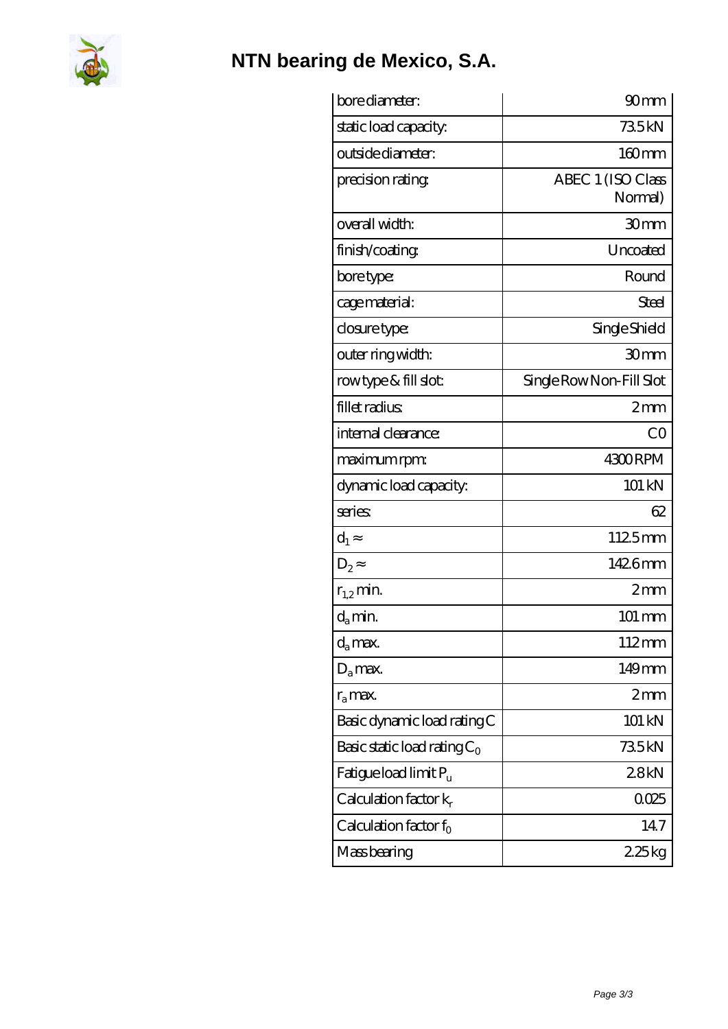# NTN bearing de Mexico, S.A.

| | |
|---|---|
| bore diameter: | 90 mm |
| static load capacity: | 73.5 kN |
| outside diameter: | 160 mm |
| precision rating: | ABEC 1 (ISO Class Normal) |
| overall width: | 30 mm |
| finish/coating: | Uncoated |
| bore type: | Round |
| cage material: | Steel |
| closure type: | Single Shield |
| outer ring width: | 30 mm |
| row type & fill slot: | Single Row Non-Fill Slot |
| fillet radius: | 2 mm |
| internal clearance: | C0 |
| maximum rpm: | 4300 RPM |
| dynamic load capacity: | 101 kN |
| series: | 62 |
| $d_1 \approx$ | 112.5 mm |
| $D_2 \approx$ | 142.6 mm |
| $r_{1,2}$ min. | 2 mm |
| $d_a$ min. | 101 mm |
| $d_a$ max. | 112 mm |
| $D_a$ max. | 149 mm |
| $r_a$ max. | 2 mm |
| Basic dynamic load rating C | 101 kN |
| Basic static load rating $C_0$ | 73.5 kN |
| Fatigue load limit $P_u$ | 2.8 kN |
| Calculation factor $k_r$ | 0.025 |
| Calculation factor $f_0$ | 14.7 |
| Mass bearing | 2.25 kg |